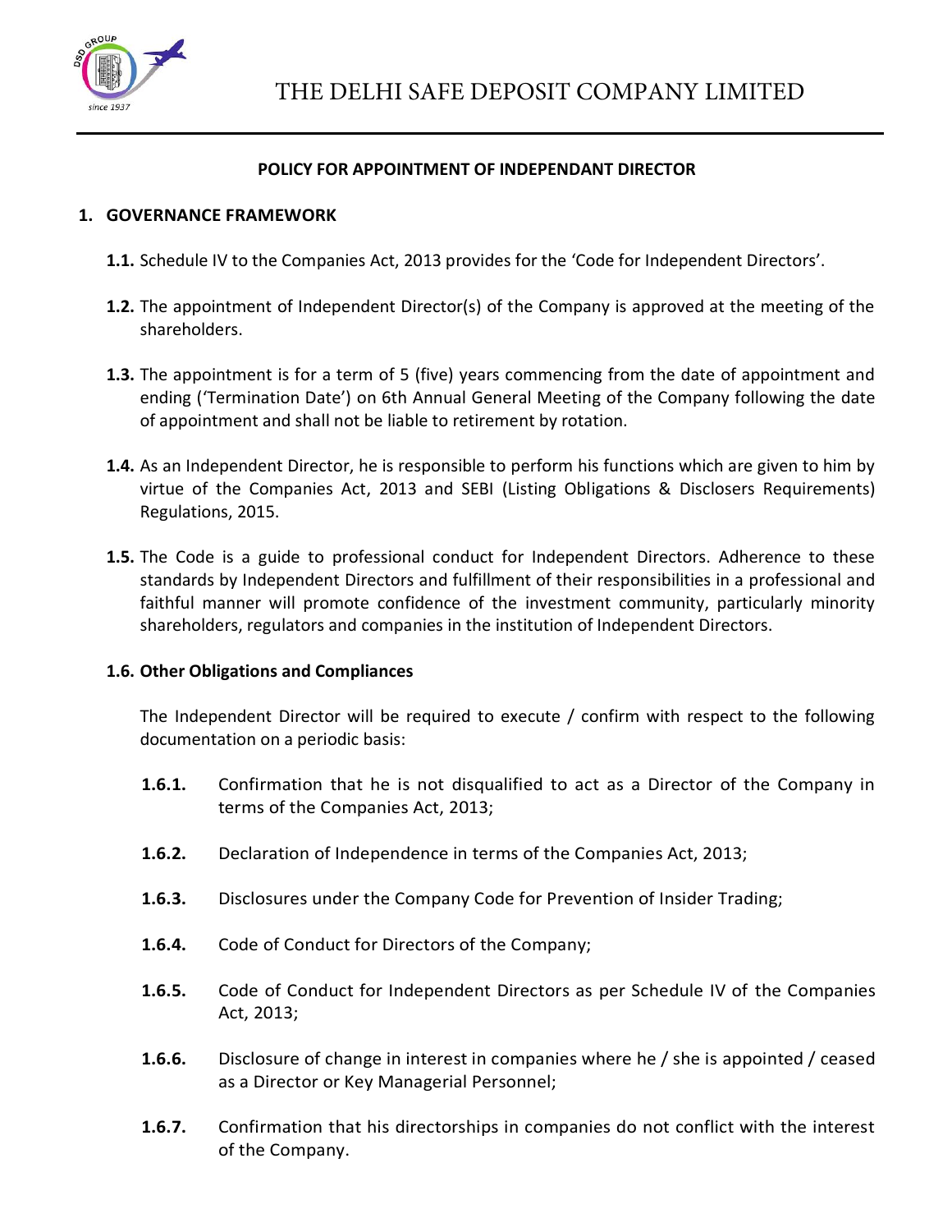# THE DELHI SAFE DEPOSIT COMPANY LIMITED

## POLICY FOR APPOINTMENT OF INDEPENDANT DIRECTOR

### 1. GOVERNANCE FRAMEWORK

**1.1.** Schedule IV to the Companies Act, 2013 provides for the 'Code for Independent Directors'.

**1.2.** The appointment of Independent Director(s) of the Company is approved at the meeting of the shareholders.

**1.3.** The appointment is for a term of 5 (five) years commencing from the date of appointment and ending ('Termination Date') on 6th Annual General Meeting of the Company following the date of appointment and shall not be liable to retirement by rotation.

**1.4.** As an Independent Director, he is responsible to perform his functions which are given to him by virtue of the Companies Act, 2013 and SEBI (Listing Obligations & Disclosers Requirements) Regulations, 2015.

**1.5.** The Code is a guide to professional conduct for Independent Directors. Adherence to these standards by Independent Directors and fulfillment of their responsibilities in a professional and faithful manner will promote confidence of the investment community, particularly minority shareholders, regulators and companies in the institution of Independent Directors.

**1.6. Other Obligations and Compliances**

The Independent Director will be required to execute / confirm with respect to the following documentation on a periodic basis:

**1.6.1.** Confirmation that he is not disqualified to act as a Director of the Company in terms of the Companies Act, 2013;

**1.6.2.** Declaration of Independence in terms of the Companies Act, 2013;

**1.6.3.** Disclosures under the Company Code for Prevention of Insider Trading;

**1.6.4.** Code of Conduct for Directors of the Company;

**1.6.5.** Code of Conduct for Independent Directors as per Schedule IV of the Companies Act, 2013;

**1.6.6.** Disclosure of change in interest in companies where he / she is appointed / ceased as a Director or Key Managerial Personnel;

**1.6.7.** Confirmation that his directorships in companies do not conflict with the interest of the Company.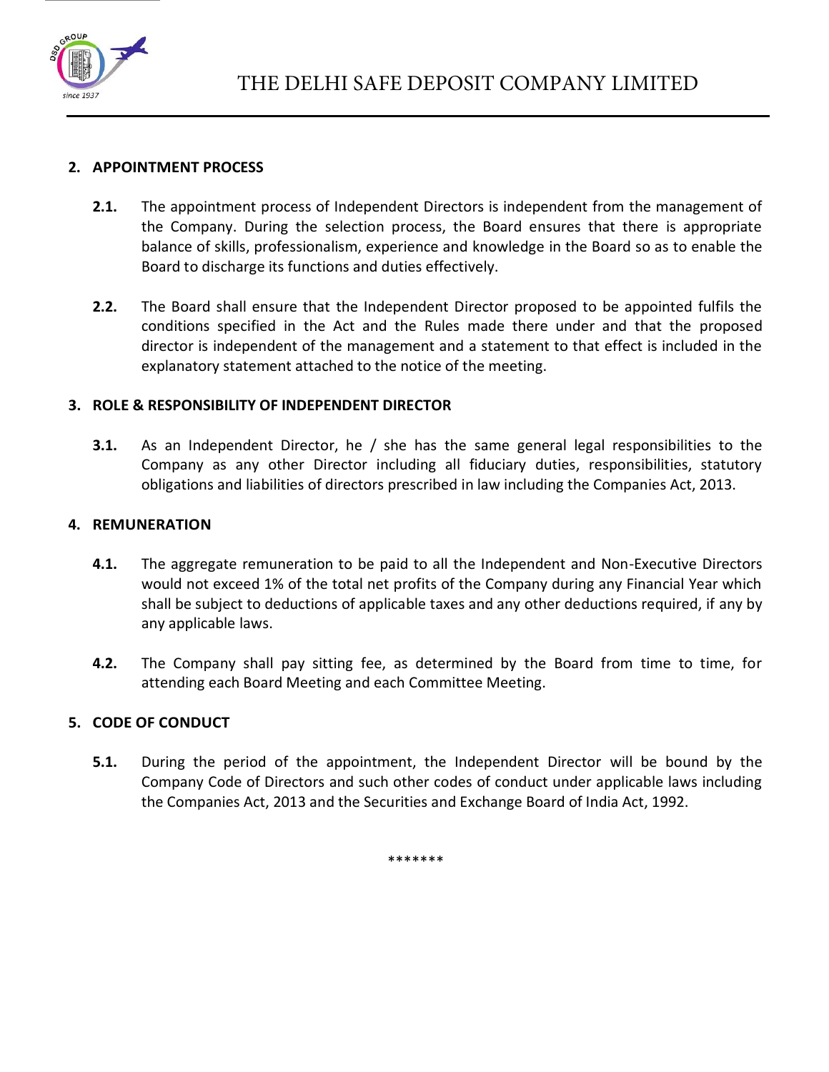## 2. APPOINTMENT PROCESS

**2.1.** The appointment process of Independent Directors is independent from the management of the Company. During the selection process, the Board ensures that there is appropriate balance of skills, professionalism, experience and knowledge in the Board so as to enable the Board to discharge its functions and duties effectively.

**2.2.** The Board shall ensure that the Independent Director proposed to be appointed fulfils the conditions specified in the Act and the Rules made there under and that the proposed director is independent of the management and a statement to that effect is included in the explanatory statement attached to the notice of the meeting.

## 3. ROLE & RESPONSIBILITY OF INDEPENDENT DIRECTOR

**3.1.** As an Independent Director, he / she has the same general legal responsibilities to the Company as any other Director including all fiduciary duties, responsibilities, statutory obligations and liabilities of directors prescribed in law including the Companies Act, 2013.

## 4. REMUNERATION

**4.1.** The aggregate remuneration to be paid to all the Independent and Non-Executive Directors would not exceed 1% of the total net profits of the Company during any Financial Year which shall be subject to deductions of applicable taxes and any other deductions required, if any by any applicable laws.

**4.2.** The Company shall pay sitting fee, as determined by the Board from time to time, for attending each Board Meeting and each Committee Meeting.

## 5. CODE OF CONDUCT

**5.1.** During the period of the appointment, the Independent Director will be bound by the Company Code of Directors and such other codes of conduct under applicable laws including the Companies Act, 2013 and the Securities and Exchange Board of India Act, 1992.

*******